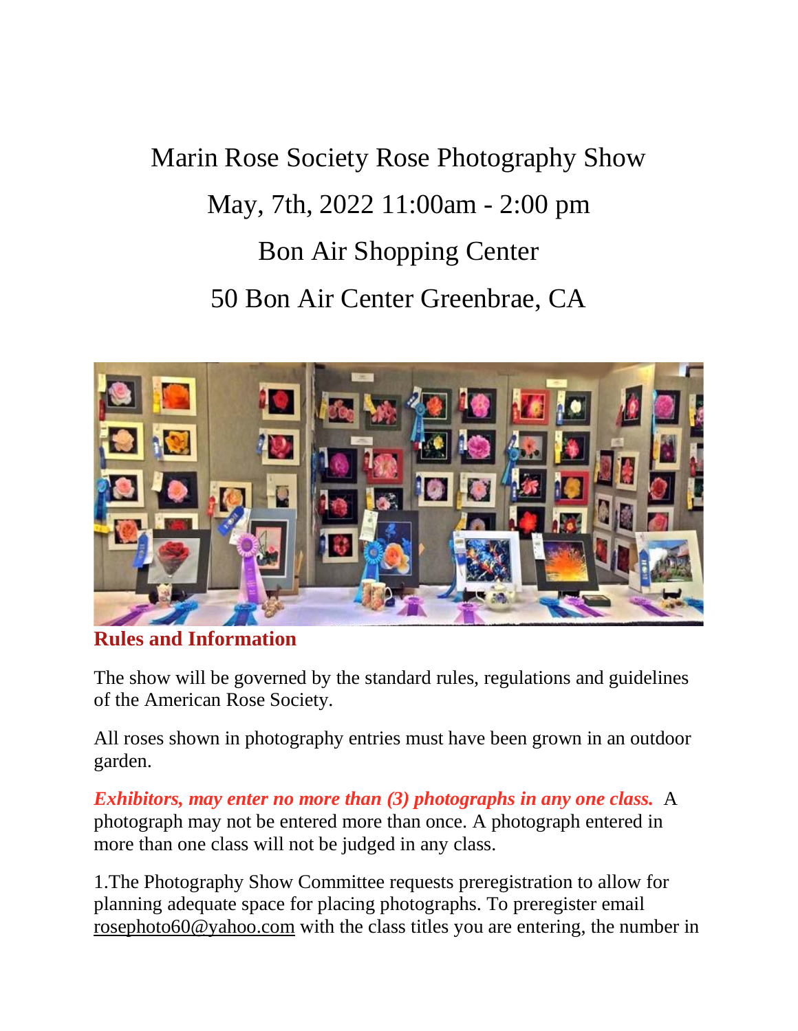# Marin Rose Society Rose Photography Show

## May, 7th, 2022 11:00am - 2:00 pm

## Bon Air Shopping Center

## 50 Bon Air Center Greenbrae, CA

## Rules and Information

The show will be governed by the standard rules, regulations and guidelines of the American Rose Society.

All roses shown in photography entries must have been grown in an outdoor garden.

***Exhibitors, may enter no more than (3) photographs in any one class.*** A photograph may not be entered more than once. A photograph entered in more than one class will not be judged in any class.

1.The Photography Show Committee requests preregistration to allow for planning adequate space for placing photographs. To preregister email rosephoto60@yahoo.com with the class titles you are entering, the number in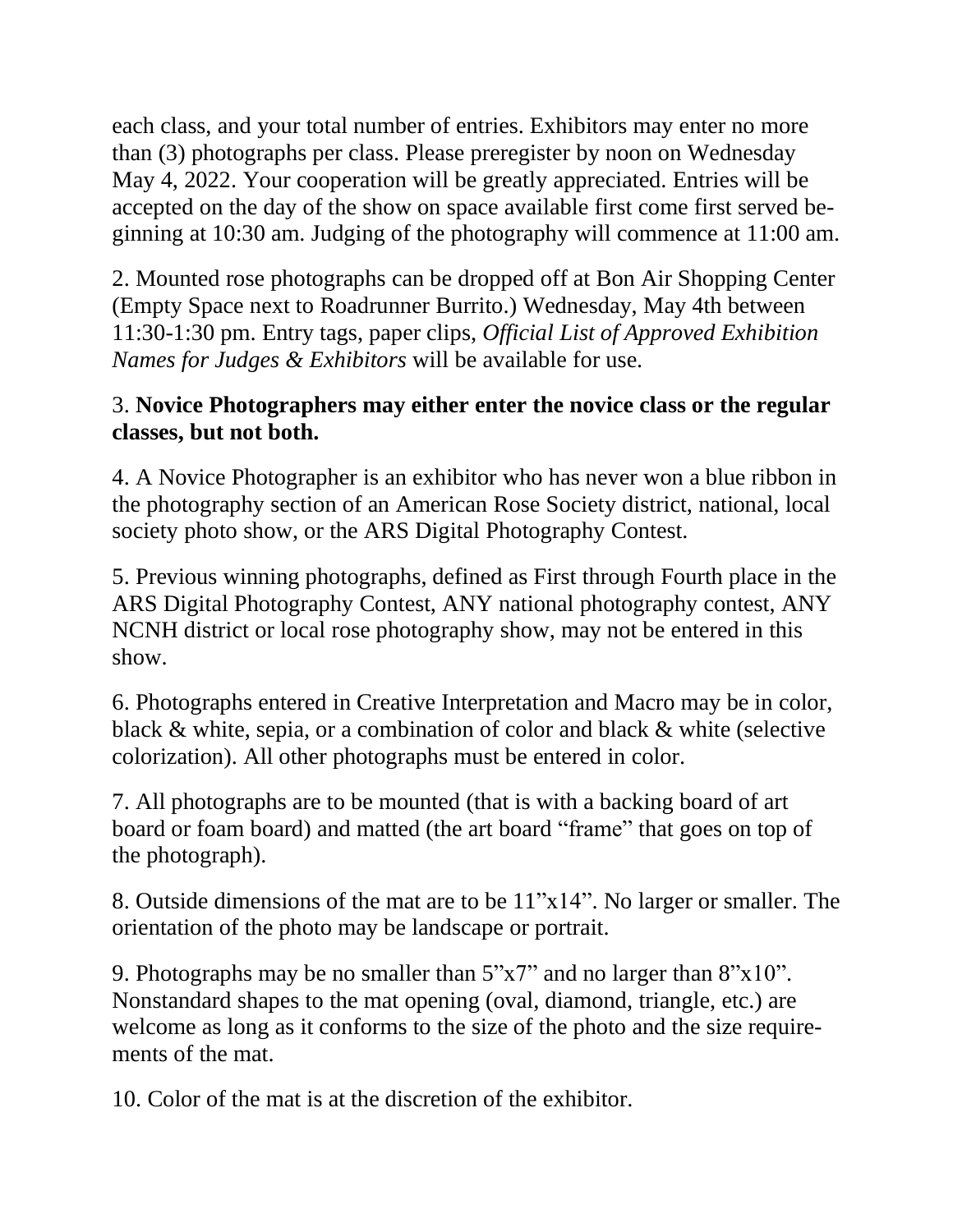each class, and your total number of entries. Exhibitors may enter no more than (3) photographs per class. Please preregister by noon on Wednesday May 4, 2022. Your cooperation will be greatly appreciated. Entries will be accepted on the day of the show on space available first come first served beginning at 10:30 am. Judging of the photography will commence at 11:00 am.

2. Mounted rose photographs can be dropped off at Bon Air Shopping Center (Empty Space next to Roadrunner Burrito.) Wednesday, May 4th between 11:30-1:30 pm. Entry tags, paper clips, *Official List of Approved Exhibition Names for Judges & Exhibitors* will be available for use.

3. **Novice Photographers may either enter the novice class or the regular classes, but not both.**

4. A Novice Photographer is an exhibitor who has never won a blue ribbon in the photography section of an American Rose Society district, national, local society photo show, or the ARS Digital Photography Contest.

5. Previous winning photographs, defined as First through Fourth place in the ARS Digital Photography Contest, ANY national photography contest, ANY NCNH district or local rose photography show, may not be entered in this show.

6. Photographs entered in Creative Interpretation and Macro may be in color, black & white, sepia, or a combination of color and black & white (selective colorization). All other photographs must be entered in color.

7. All photographs are to be mounted (that is with a backing board of art board or foam board) and matted (the art board "frame" that goes on top of the photograph).

8. Outside dimensions of the mat are to be 11"x14". No larger or smaller. The orientation of the photo may be landscape or portrait.

9. Photographs may be no smaller than 5"x7" and no larger than 8"x10". Nonstandard shapes to the mat opening (oval, diamond, triangle, etc.) are welcome as long as it conforms to the size of the photo and the size requirements of the mat.

10. Color of the mat is at the discretion of the exhibitor.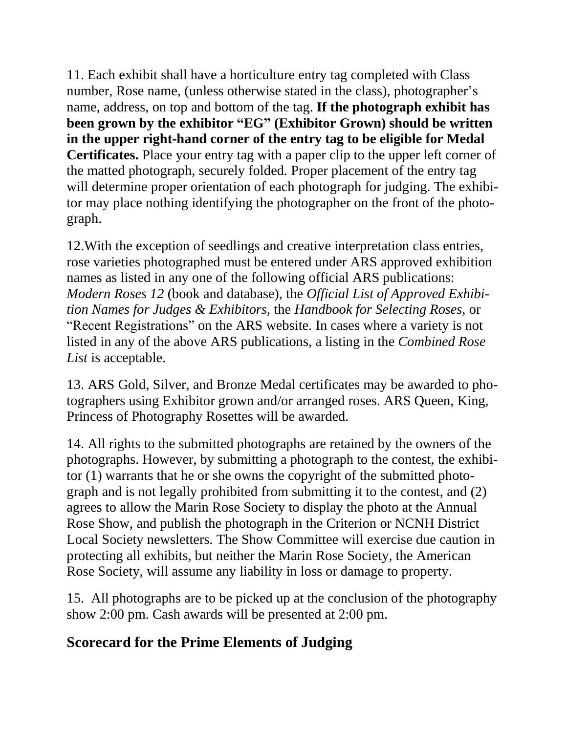11. Each exhibit shall have a horticulture entry tag completed with Class number, Rose name, (unless otherwise stated in the class), photographer's name, address, on top and bottom of the tag. **If the photograph exhibit has been grown by the exhibitor "EG" (Exhibitor Grown) should be written in the upper right-hand corner of the entry tag to be eligible for Medal Certificates.** Place your entry tag with a paper clip to the upper left corner of the matted photograph, securely folded. Proper placement of the entry tag will determine proper orientation of each photograph for judging. The exhibitor may place nothing identifying the photographer on the front of the photograph.

12.With the exception of seedlings and creative interpretation class entries, rose varieties photographed must be entered under ARS approved exhibition names as listed in any one of the following official ARS publications: *Modern Roses 12* (book and database), the *Official List of Approved Exhibition Names for Judges & Exhibitors*, the *Handbook for Selecting Roses*, or "Recent Registrations" on the ARS website. In cases where a variety is not listed in any of the above ARS publications, a listing in the *Combined Rose List* is acceptable.

13. ARS Gold, Silver, and Bronze Medal certificates may be awarded to photographers using Exhibitor grown and/or arranged roses. ARS Queen, King, Princess of Photography Rosettes will be awarded.

14. All rights to the submitted photographs are retained by the owners of the photographs. However, by submitting a photograph to the contest, the exhibitor (1) warrants that he or she owns the copyright of the submitted photograph and is not legally prohibited from submitting it to the contest, and (2) agrees to allow the Marin Rose Society to display the photo at the Annual Rose Show, and publish the photograph in the Criterion or NCNH District Local Society newsletters. The Show Committee will exercise due caution in protecting all exhibits, but neither the Marin Rose Society, the American Rose Society, will assume any liability in loss or damage to property.

15. All photographs are to be picked up at the conclusion of the photography show 2:00 pm. Cash awards will be presented at 2:00 pm.

## Scorecard for the Prime Elements of Judging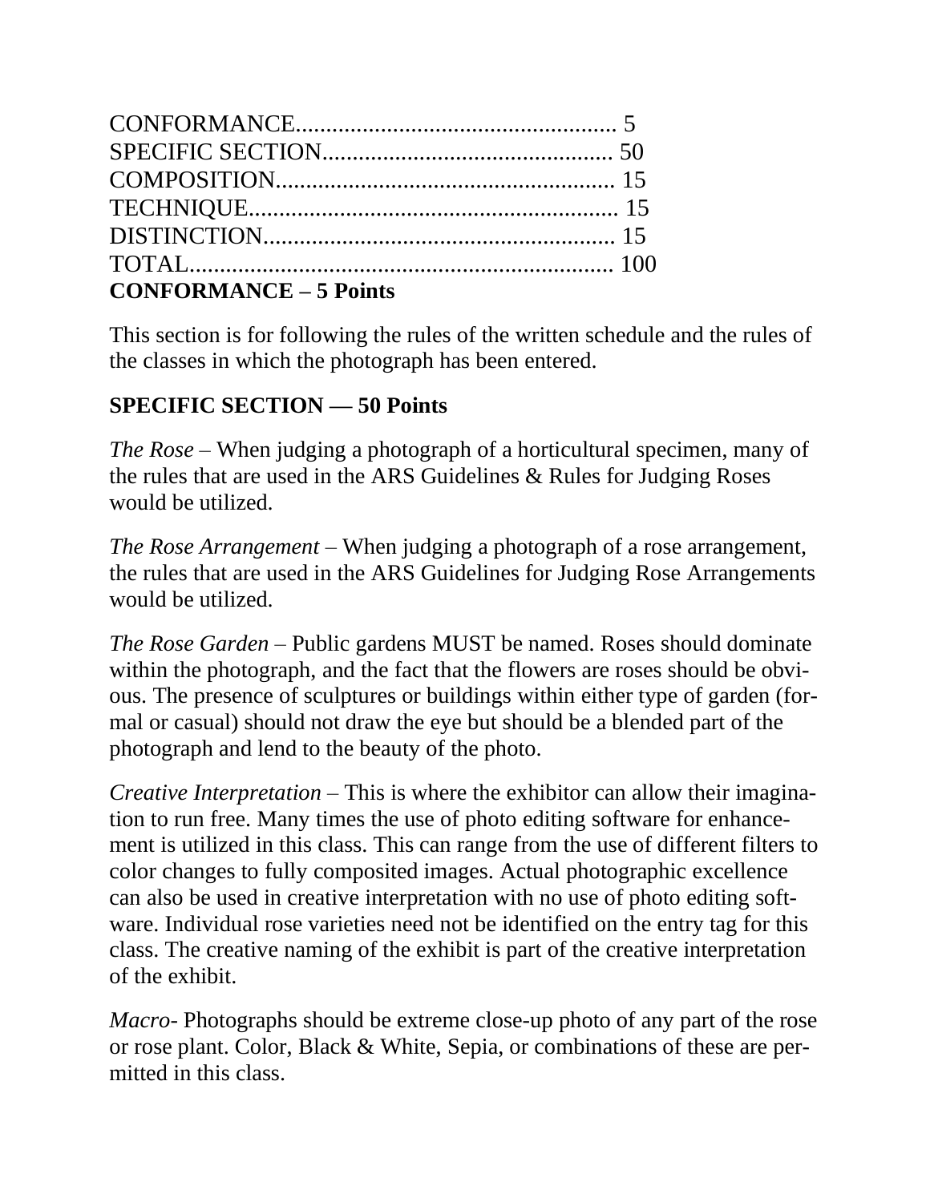CONFORMANCE.................................................... 5
SPECIFIC SECTION................................................ 50
COMPOSITION....................................................... 15
TECHNIQUE.......................................................... 15
DISTINCTION........................................................ 15
TOTAL.................................................................. 100

**CONFORMANCE – 5 Points**

This section is for following the rules of the written schedule and the rules of the classes in which the photograph has been entered.

**SPECIFIC SECTION — 50 Points**

*The Rose* – When judging a photograph of a horticultural specimen, many of the rules that are used in the ARS Guidelines & Rules for Judging Roses would be utilized.

*The Rose Arrangement* – When judging a photograph of a rose arrangement, the rules that are used in the ARS Guidelines for Judging Rose Arrangements would be utilized.

*The Rose Garden* – Public gardens MUST be named. Roses should dominate within the photograph, and the fact that the flowers are roses should be obvious. The presence of sculptures or buildings within either type of garden (formal or casual) should not draw the eye but should be a blended part of the photograph and lend to the beauty of the photo.

*Creative Interpretation* – This is where the exhibitor can allow their imagination to run free. Many times the use of photo editing software for enhancement is utilized in this class. This can range from the use of different filters to color changes to fully composited images. Actual photographic excellence can also be used in creative interpretation with no use of photo editing software. Individual rose varieties need not be identified on the entry tag for this class. The creative naming of the exhibit is part of the creative interpretation of the exhibit.

*Macro*- Photographs should be extreme close-up photo of any part of the rose or rose plant. Color, Black & White, Sepia, or combinations of these are permitted in this class.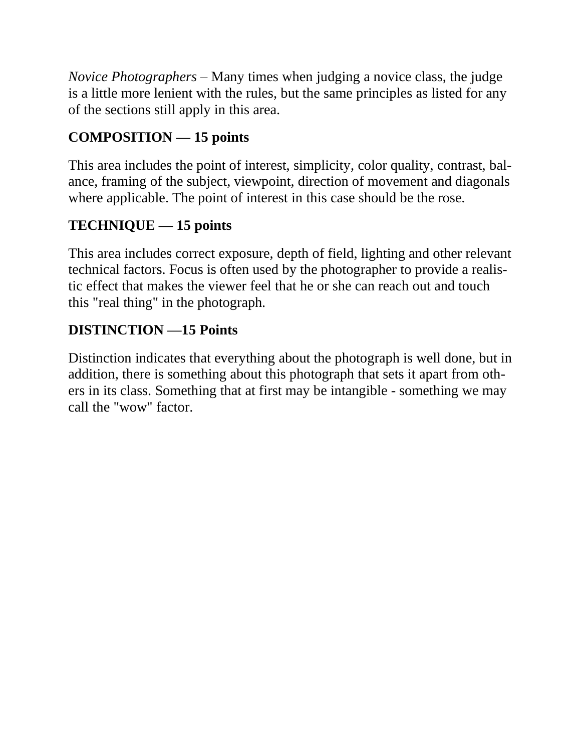*Novice Photographers* – Many times when judging a novice class, the judge is a little more lenient with the rules, but the same principles as listed for any of the sections still apply in this area.

**COMPOSITION — 15 points**

This area includes the point of interest, simplicity, color quality, contrast, balance, framing of the subject, viewpoint, direction of movement and diagonals where applicable. The point of interest in this case should be the rose.

**TECHNIQUE — 15 points**

This area includes correct exposure, depth of field, lighting and other relevant technical factors. Focus is often used by the photographer to provide a realistic effect that makes the viewer feel that he or she can reach out and touch this "real thing" in the photograph.

**DISTINCTION —15 Points**

Distinction indicates that everything about the photograph is well done, but in addition, there is something about this photograph that sets it apart from others in its class. Something that at first may be intangible - something we may call the "wow" factor.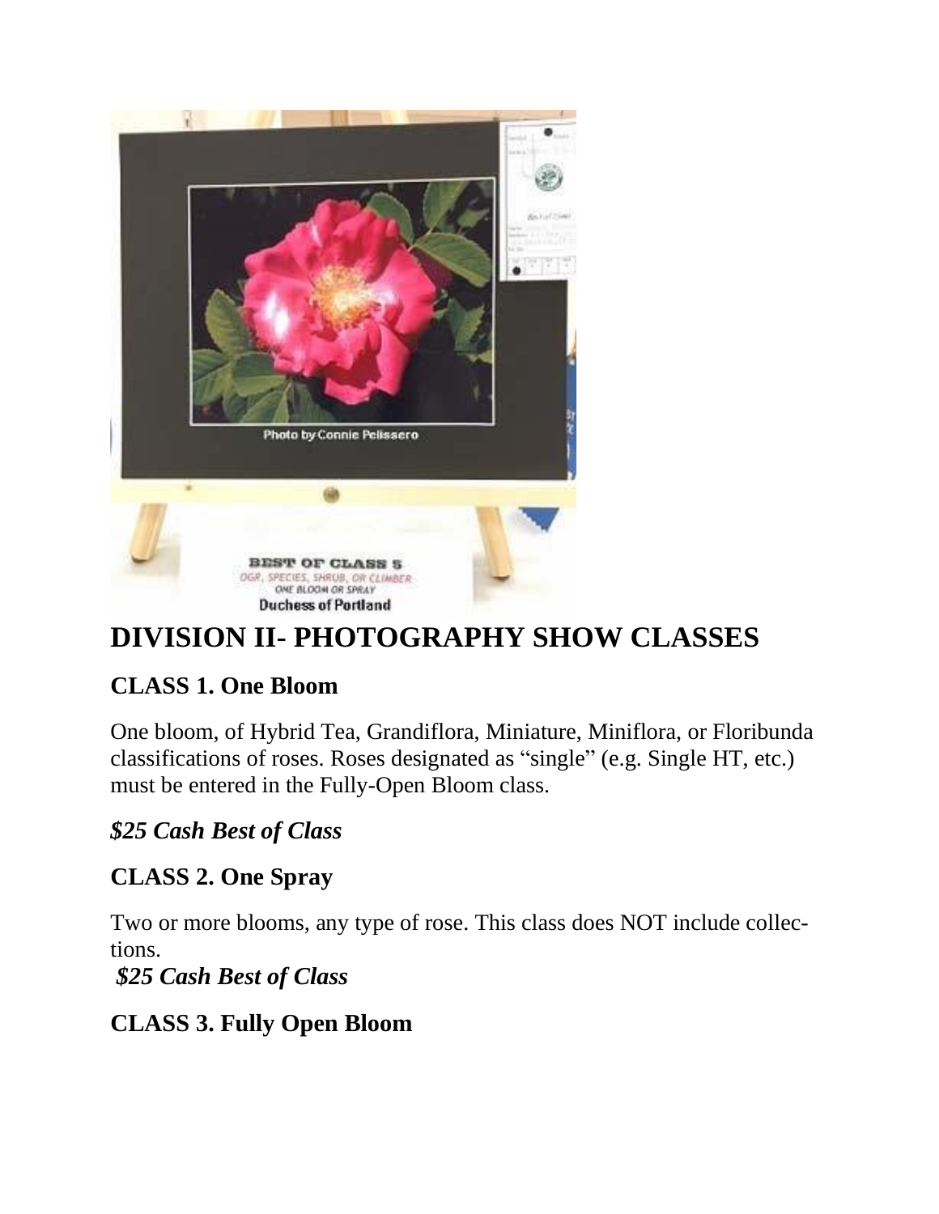# DIVISION II- PHOTOGRAPHY SHOW CLASSES

## CLASS 1. One Bloom

One bloom, of Hybrid Tea, Grandiflora, Miniature, Miniflora, or Floribunda classifications of roses. Roses designated as "single" (e.g. Single HT, etc.) must be entered in the Fully-Open Bloom class.

### *$25 Cash Best of Class*

## CLASS 2. One Spray

Two or more blooms, any type of rose. This class does NOT include collections.

### *$25 Cash Best of Class*

## CLASS 3. Fully Open Bloom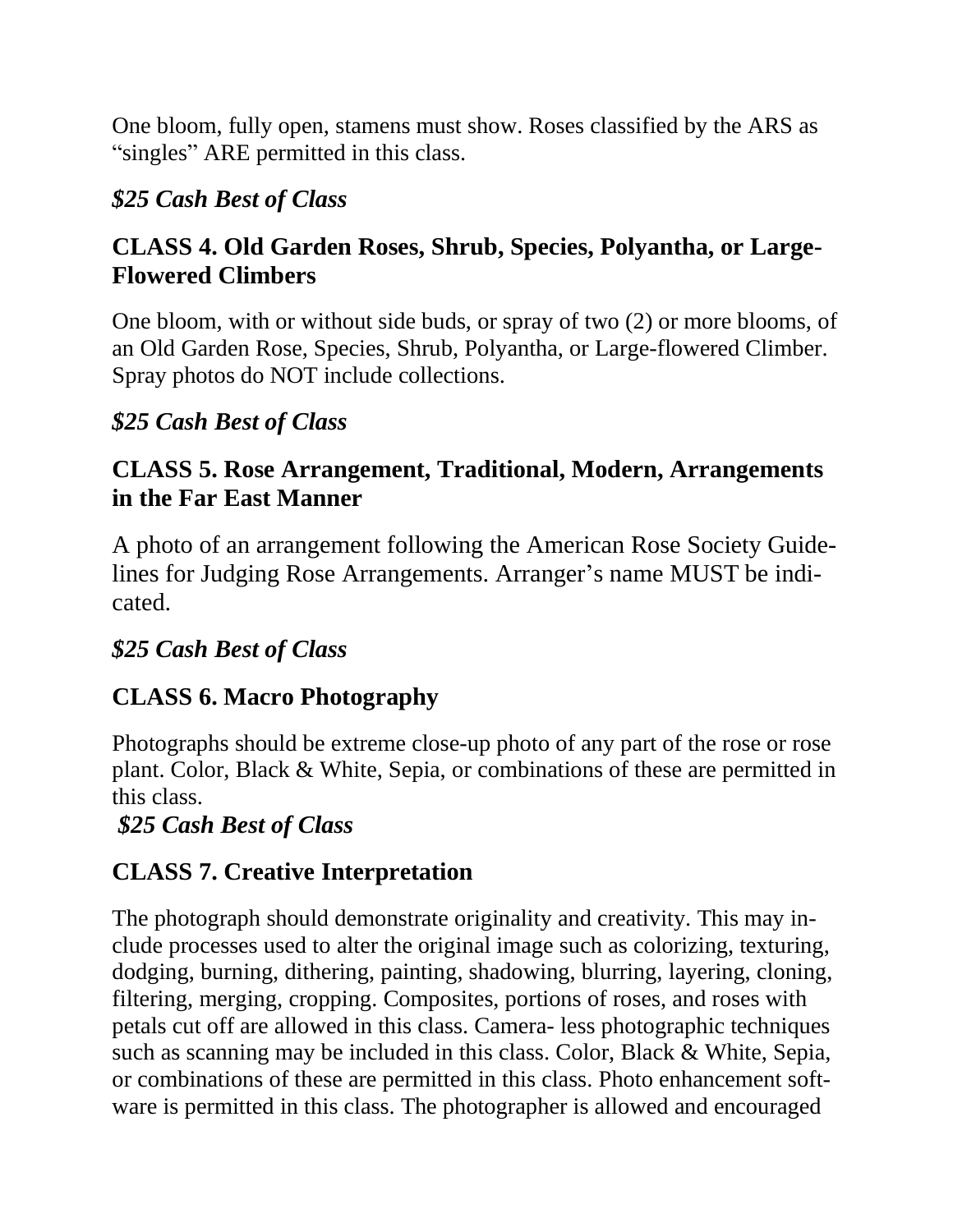One bloom, fully open, stamens must show. Roses classified by the ARS as "singles" ARE permitted in this class.

***$25 Cash Best of Class***

## CLASS 4. Old Garden Roses, Shrub, Species, Polyantha, or Large-Flowered Climbers

One bloom, with or without side buds, or spray of two (2) or more blooms, of an Old Garden Rose, Species, Shrub, Polyantha, or Large-flowered Climber. Spray photos do NOT include collections.

***$25 Cash Best of Class***

## CLASS 5. Rose Arrangement, Traditional, Modern, Arrangements in the Far East Manner

A photo of an arrangement following the American Rose Society Guidelines for Judging Rose Arrangements. Arranger's name MUST be indicated.

***$25 Cash Best of Class***

## CLASS 6. Macro Photography

Photographs should be extreme close-up photo of any part of the rose or rose plant. Color, Black & White, Sepia, or combinations of these are permitted in this class.

***$25 Cash Best of Class***

## CLASS 7. Creative Interpretation

The photograph should demonstrate originality and creativity. This may include processes used to alter the original image such as colorizing, texturing, dodging, burning, dithering, painting, shadowing, blurring, layering, cloning, filtering, merging, cropping. Composites, portions of roses, and roses with petals cut off are allowed in this class. Camera- less photographic techniques such as scanning may be included in this class. Color, Black & White, Sepia, or combinations of these are permitted in this class. Photo enhancement software is permitted in this class. The photographer is allowed and encouraged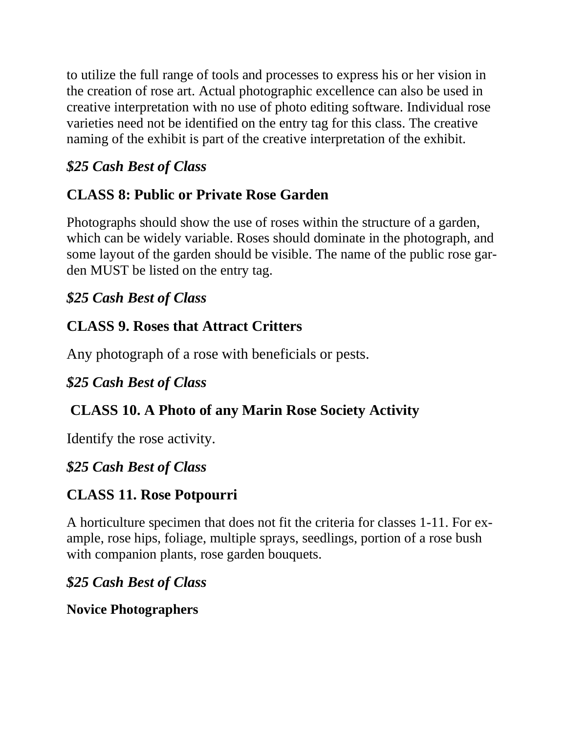to utilize the full range of tools and processes to express his or her vision in the creation of rose art. Actual photographic excellence can also be used in creative interpretation with no use of photo editing software. Individual rose varieties need not be identified on the entry tag for this class. The creative naming of the exhibit is part of the creative interpretation of the exhibit.

***$25 Cash Best of Class***

### CLASS 8: Public or Private Rose Garden

Photographs should show the use of roses within the structure of a garden, which can be widely variable. Roses should dominate in the photograph, and some layout of the garden should be visible. The name of the public rose garden MUST be listed on the entry tag.

***$25 Cash Best of Class***

### CLASS 9. Roses that Attract Critters

Any photograph of a rose with beneficials or pests.

***$25 Cash Best of Class***

### CLASS 10. A Photo of any Marin Rose Society Activity

Identify the rose activity.

***$25 Cash Best of Class***

### CLASS 11. Rose Potpourri

A horticulture specimen that does not fit the criteria for classes 1-11. For example, rose hips, foliage, multiple sprays, seedlings, portion of a rose bush with companion plants, rose garden bouquets.

***$25 Cash Best of Class***

**Novice Photographers**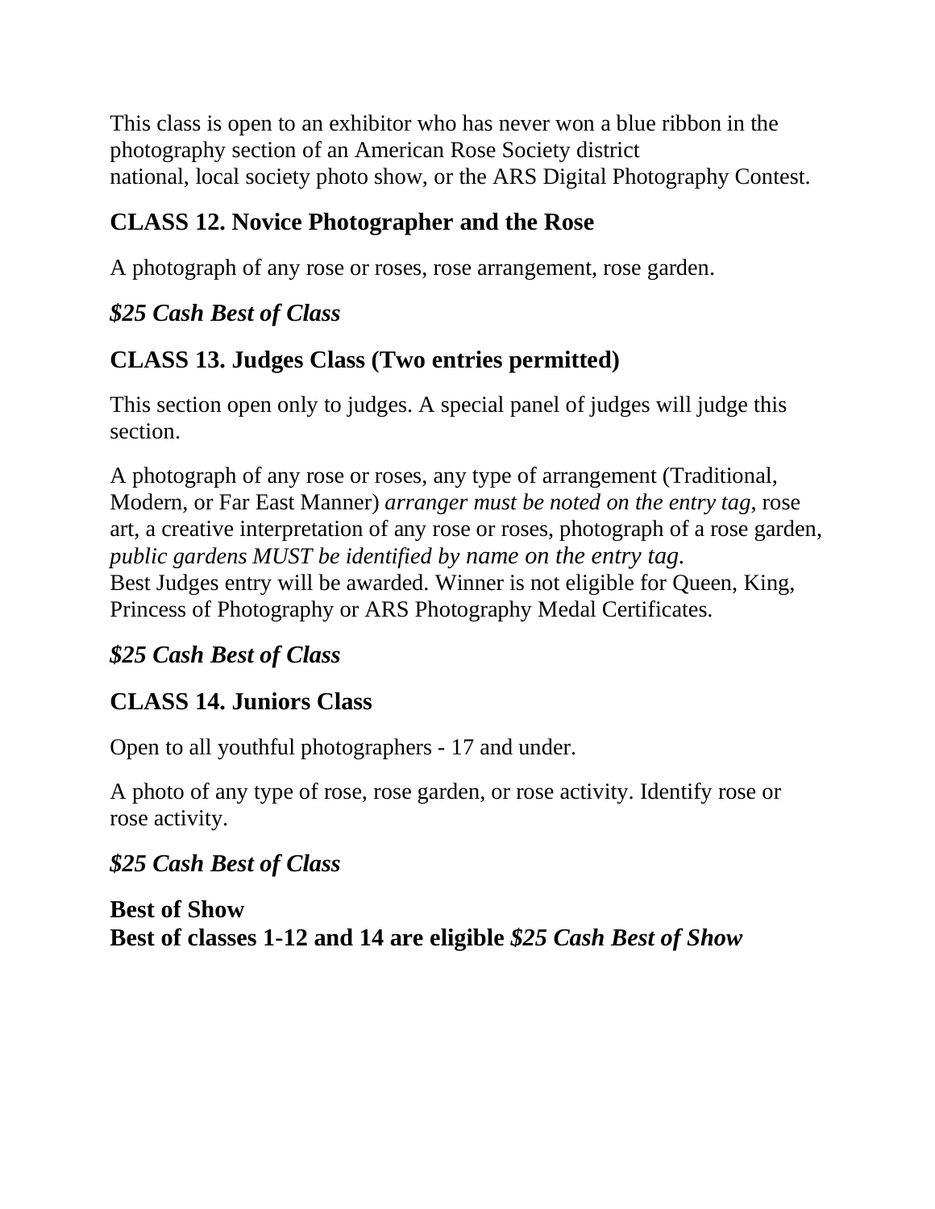This class is open to an exhibitor who has never won a blue ribbon in the photography section of an American Rose Society district national, local society photo show, or the ARS Digital Photography Contest.

## CLASS 12. Novice Photographer and the Rose

A photograph of any rose or roses, rose arrangement, rose garden.

***$25 Cash Best of Class***

## CLASS 13. Judges Class (Two entries permitted)

This section open only to judges. A special panel of judges will judge this section.

A photograph of any rose or roses, any type of arrangement (Traditional, Modern, or Far East Manner) *arranger must be noted on the entry tag*, rose art, a creative interpretation of any rose or roses, photograph of a rose garden, *public gardens MUST be identified by name on the entry tag.*
Best Judges entry will be awarded. Winner is not eligible for Queen, King, Princess of Photography or ARS Photography Medal Certificates.

***$25 Cash Best of Class***

## CLASS 14. Juniors Class

Open to all youthful photographers - 17 and under.

A photo of any type of rose, rose garden, or rose activity. Identify rose or rose activity.

***$25 Cash Best of Class***

**Best of Show**
**Best of classes 1-12 and 14 are eligible *$25 Cash Best of Show***